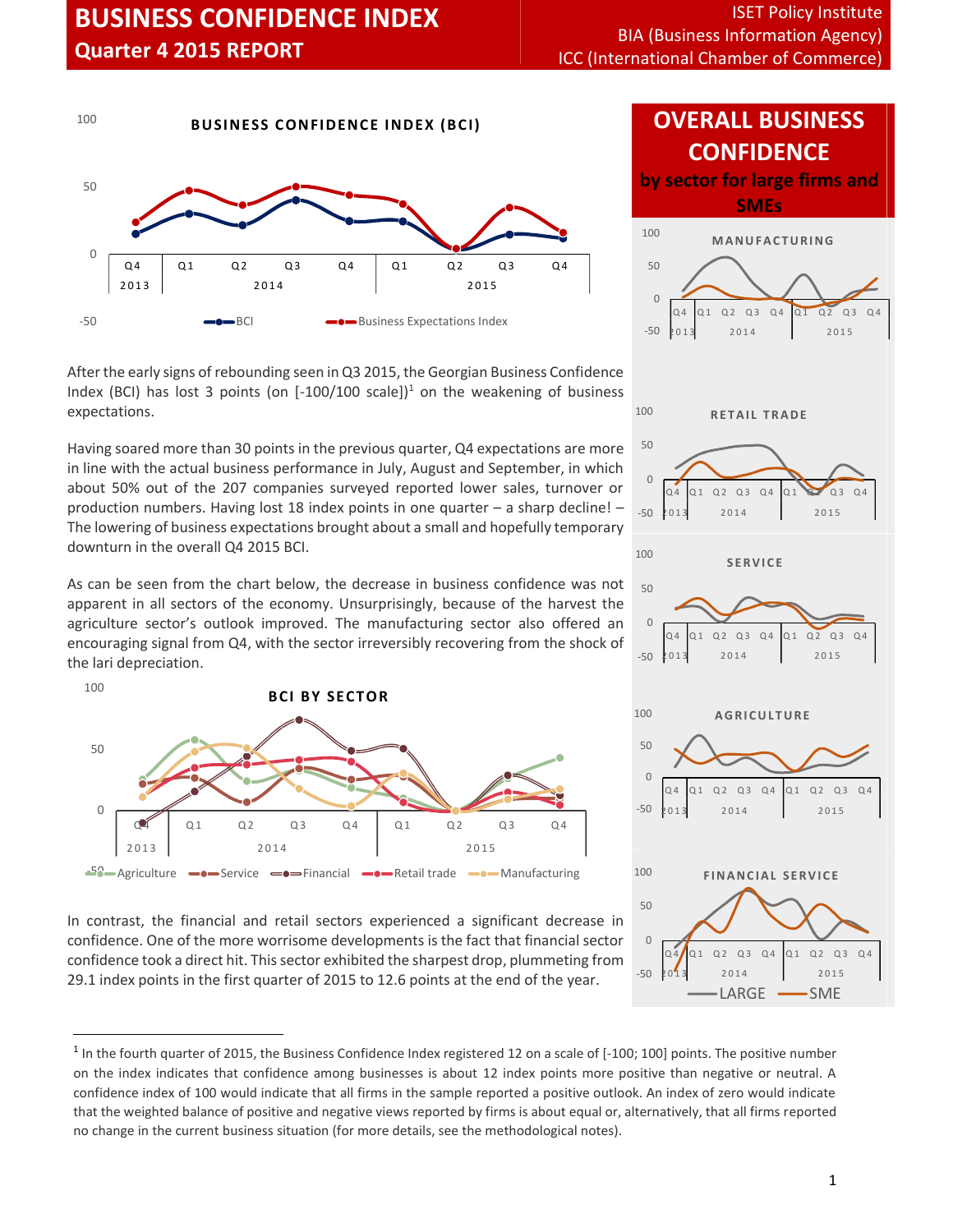# BUSINESS CONFIDENCE INDEX
## Quarter 4 2015 REPORT

ISET Policy Institute
BIA (Business Information Agency)
ICC (International Chamber of Commerce)

After the early signs of rebounding seen in Q3 2015, the Georgian Business Confidence Index (BCI) has lost 3 points (on [-100/100 scale])[1] on the weakening of business expectations.

Having soared more than 30 points in the previous quarter, Q4 expectations are more in line with the actual business performance in July, August and September, in which about 50% out of the 207 companies surveyed reported lower sales, turnover or production numbers. Having lost 18 index points in one quarter – a sharp decline! – The lowering of business expectations brought about a small and hopefully temporary downturn in the overall Q4 2015 BCI.

As can be seen from the chart below, the decrease in business confidence was not apparent in all sectors of the economy. Unsurprisingly, because of the harvest the agriculture sector's outlook improved. The manufacturing sector also offered an encouraging signal from Q4, with the sector irreversibly recovering from the shock of the lari depreciation.

In contrast, the financial and retail sectors experienced a significant decrease in confidence. One of the more worrisome developments is the fact that financial sector confidence took a direct hit. This sector exhibited the sharpest drop, plummeting from 29.1 index points in the first quarter of 2015 to 12.6 points at the end of the year.

## OVERALL BUSINESS CONFIDENCE
### by sector for large firms and SMEs

---

[1] In the fourth quarter of 2015, the Business Confidence Index registered 12 on a scale of [-100; 100] points. The positive number on the index indicates that confidence among businesses is about 12 index points more positive than negative or neutral. A confidence index of 100 would indicate that all firms in the sample reported a positive outlook. An index of zero would indicate that the weighted balance of positive and negative views reported by firms is about equal or, alternatively, that all firms reported no change in the current business situation (for more details, see the methodological notes).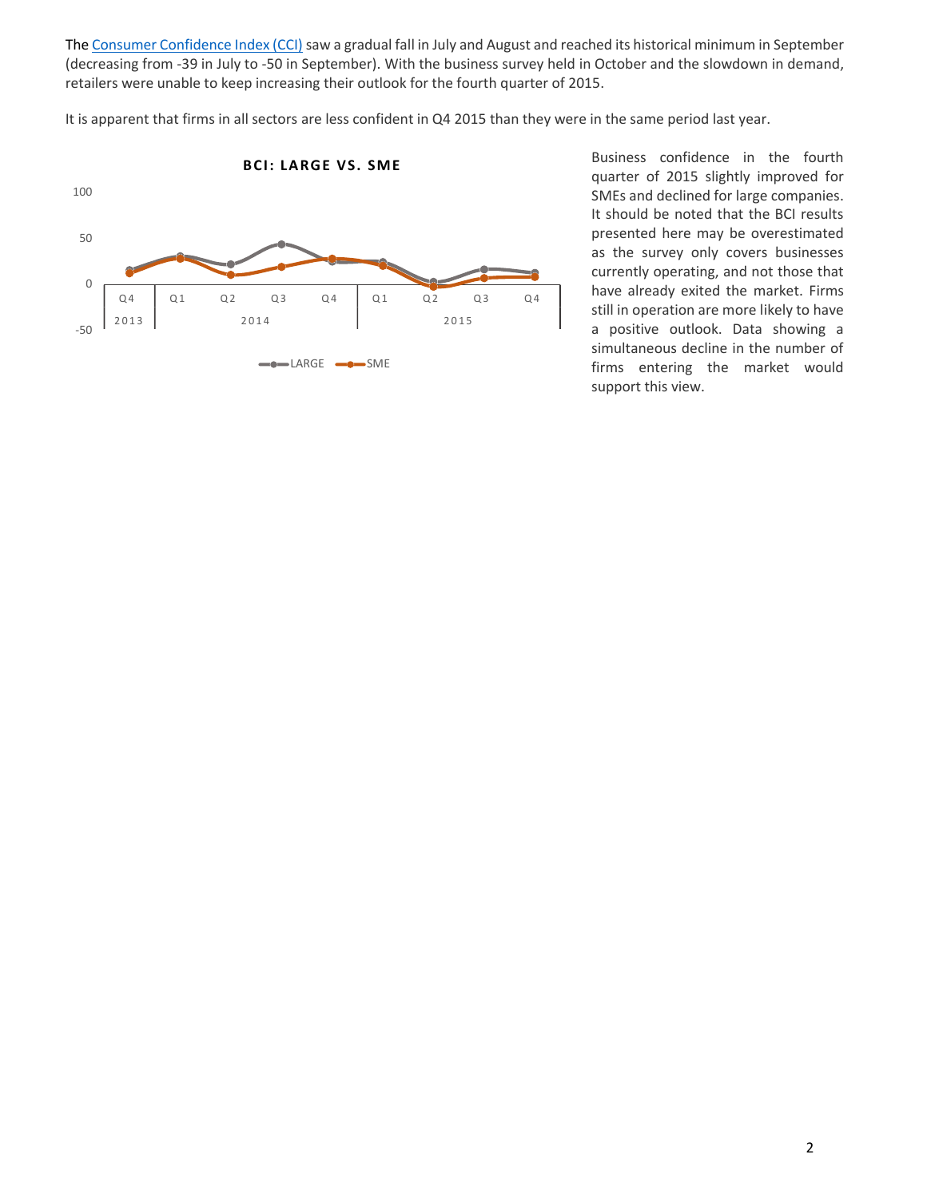The Consumer Confidence Index (CCI) saw a gradual fall in July and August and reached its historical minimum in September (decreasing from -39 in July to -50 in September). With the business survey held in October and the slowdown in demand, retailers were unable to keep increasing their outlook for the fourth quarter of 2015.

It is apparent that firms in all sectors are less confident in Q4 2015 than they were in the same period last year.

Business confidence in the fourth quarter of 2015 slightly improved for SMEs and declined for large companies. It should be noted that the BCI results presented here may be overestimated as the survey only covers businesses currently operating, and not those that have already exited the market. Firms still in operation are more likely to have a positive outlook. Data showing a simultaneous decline in the number of firms entering the market would support this view.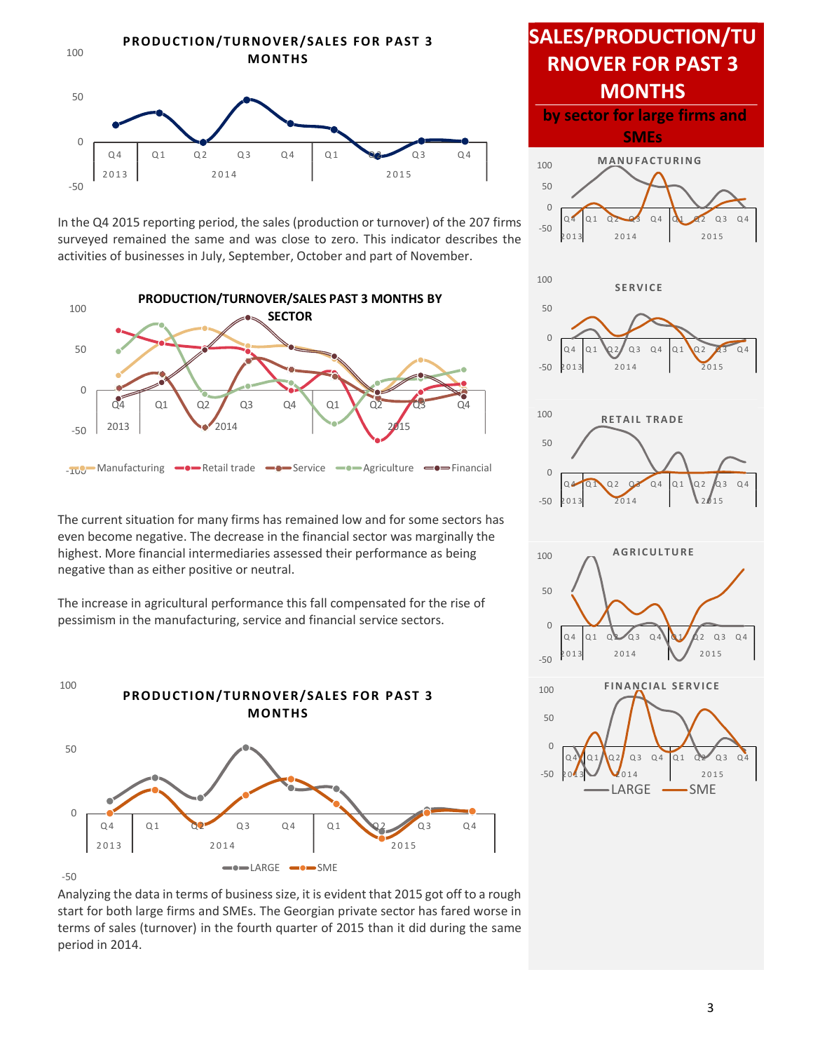**PRODUCTION/TURNOVER/SALES FOR PAST 3 MONTHS**

In the Q4 2015 reporting period, the sales (production or turnover) of the 207 firms surveyed remained the same and was close to zero. This indicator describes the activities of businesses in July, September, October and part of November.

**PRODUCTION/TURNOVER/SALES PAST 3 MONTHS BY SECTOR**

The current situation for many firms has remained low and for some sectors has even become negative. The decrease in the financial sector was marginally the highest. More financial intermediaries assessed their performance as being negative than as either positive or neutral.

The increase in agricultural performance this fall compensated for the rise of pessimism in the manufacturing, service and financial service sectors.

**PRODUCTION/TURNOVER/SALES FOR PAST 3 MONTHS**

Analyzing the data in terms of business size, it is evident that 2015 got off to a rough start for both large firms and SMEs. The Georgian private sector has fared worse in terms of sales (turnover) in the fourth quarter of 2015 than it did during the same period in 2014.

## SALES/PRODUCTION/TURNOVER FOR PAST 3 MONTHS

### by sector for large firms and SMEs

**MANUFACTURING**

**SERVICE**

**RETAIL TRADE**

**AGRICULTURE**

**FINANCIAL SERVICE**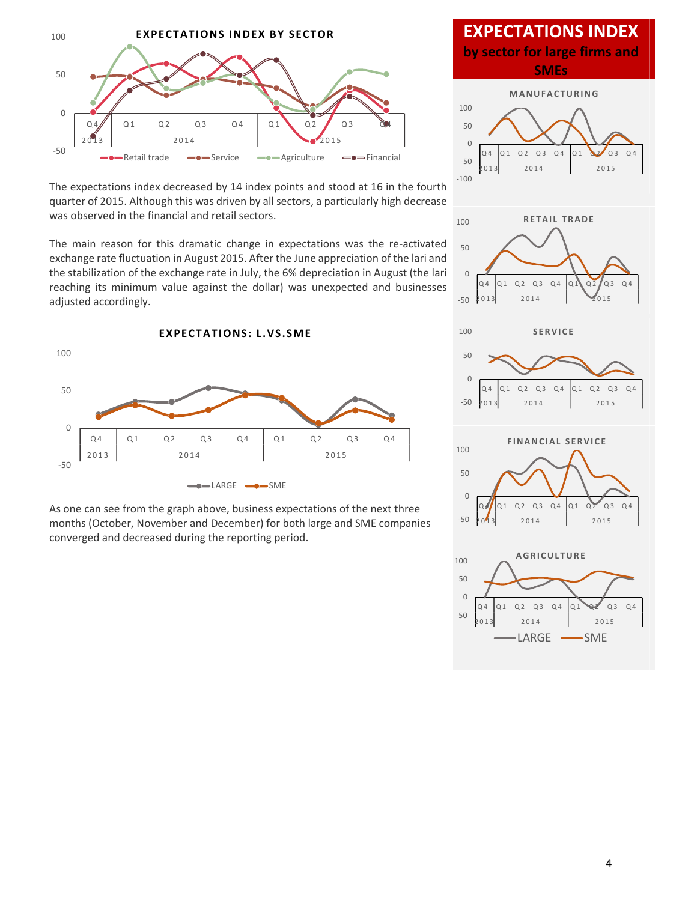**EXPECTATIONS INDEX BY SECTOR**

The expectations index decreased by 14 index points and stood at 16 in the fourth quarter of 2015. Although this was driven by all sectors, a particularly high decrease was observed in the financial and retail sectors.

The main reason for this dramatic change in expectations was the re-activated exchange rate fluctuation in August 2015. After the June appreciation of the lari and the stabilization of the exchange rate in July, the 6% depreciation in August (the lari reaching its minimum value against the dollar) was unexpected and businesses adjusted accordingly.

**EXPECTATIONS: L.VS.SME**

As one can see from the graph above, business expectations of the next three months (October, November and December) for both large and SME companies converged and decreased during the reporting period.

## EXPECTATIONS INDEX

### by sector for large firms and SMEs

**MANUFACTURING**

**RETAIL TRADE**

**SERVICE**

**FINANCIAL SERVICE**

**AGRICULTURE**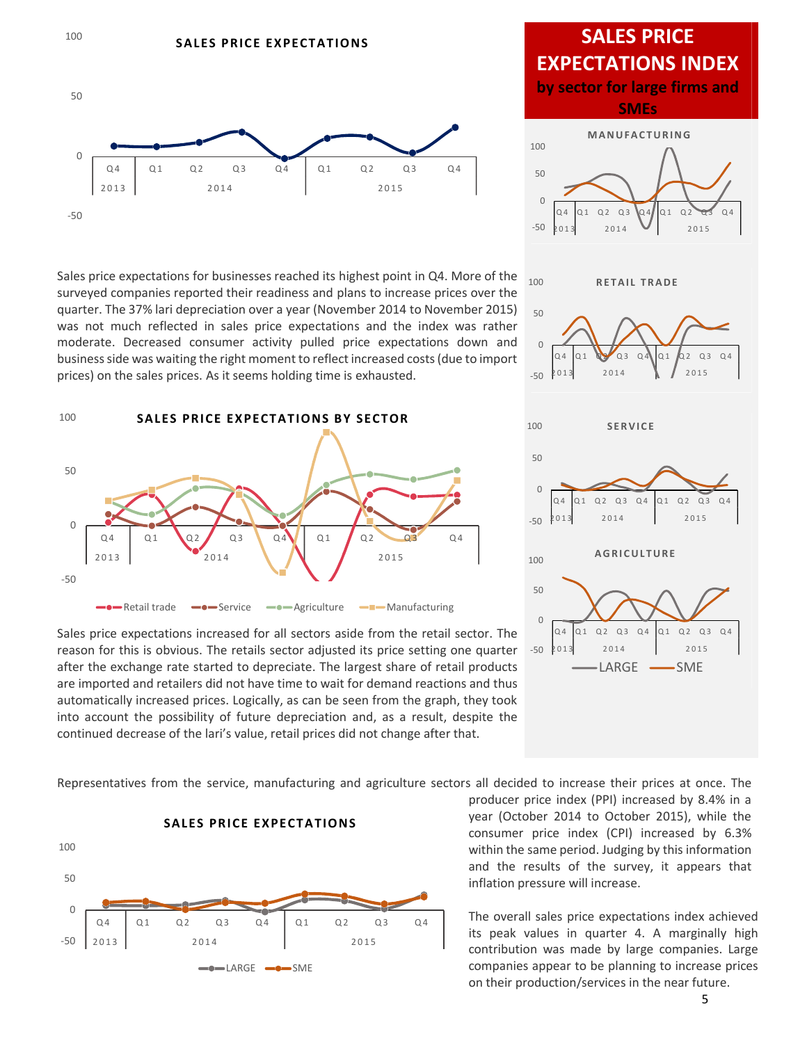## SALES PRICE EXPECTATIONS

Sales price expectations for businesses reached its highest point in Q4. More of the surveyed companies reported their readiness and plans to increase prices over the quarter. The 37% lari depreciation over a year (November 2014 to November 2015) was not much reflected in sales price expectations and the index was rather moderate. Decreased consumer activity pulled price expectations down and business side was waiting the right moment to reflect increased costs (due to import prices) on the sales prices. As it seems holding time is exhausted.

## SALES PRICE EXPECTATIONS BY SECTOR

Sales price expectations increased for all sectors aside from the retail sector. The reason for this is obvious. The retails sector adjusted its price setting one quarter after the exchange rate started to depreciate. The largest share of retail products are imported and retailers did not have time to wait for demand reactions and thus automatically increased prices. Logically, as can be seen from the graph, they took into account the possibility of future depreciation and, as a result, despite the continued decrease of the lari's value, retail prices did not change after that.

## SALES PRICE EXPECTATIONS INDEX by sector for large firms and SMEs

Representatives from the service, manufacturing and agriculture sectors all decided to increase their prices at once. The producer price index (PPI) increased by 8.4% in a year (October 2014 to October 2015), while the consumer price index (CPI) increased by 6.3% within the same period. Judging by this information and the results of the survey, it appears that inflation pressure will increase.

## SALES PRICE EXPECTATIONS

The overall sales price expectations index achieved its peak values in quarter 4. A marginally high contribution was made by large companies. Large companies appear to be planning to increase prices on their production/services in the near future.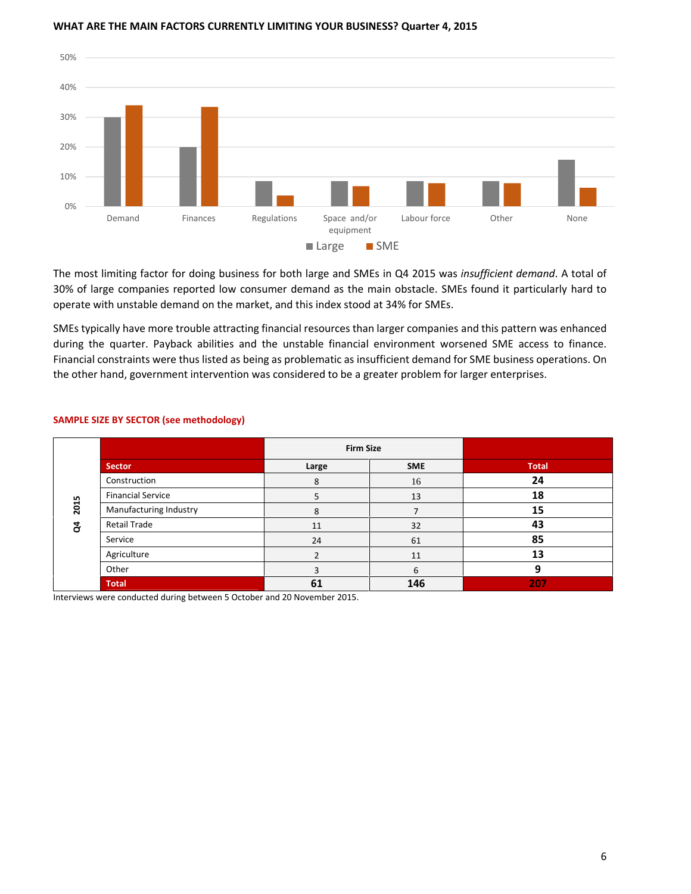**WHAT ARE THE MAIN FACTORS CURRENTLY LIMITING YOUR BUSINESS? Quarter 4, 2015**

The most limiting factor for doing business for both large and SMEs in Q4 2015 was *insufficient demand*. A total of 30% of large companies reported low consumer demand as the main obstacle. SMEs found it particularly hard to operate with unstable demand on the market, and this index stood at 34% for SMEs.

SMEs typically have more trouble attracting financial resources than larger companies and this pattern was enhanced during the quarter. Payback abilities and the unstable financial environment worsened SME access to finance. Financial constraints were thus listed as being as problematic as insufficient demand for SME business operations. On the other hand, government intervention was considered to be a greater problem for larger enterprises.

**SAMPLE SIZE BY SECTOR (see methodology)**

| | | Firm Size | | |
|---|---|---|---|---|
| | **Sector** | **Large** | **SME** | **Total** |
| Q4 2015 | Construction | 8 | 16 | **24** |
| | Financial Service | 5 | 13 | **18** |
| | Manufacturing Industry | 8 | 7 | **15** |
| | Retail Trade | 11 | 32 | **43** |
| | Service | 24 | 61 | **85** |
| | Agriculture | 2 | 11 | **13** |
| | Other | 3 | 6 | **9** |
| | **Total** | **61** | **146** | **207** |

Interviews were conducted during between 5 October and 20 November 2015.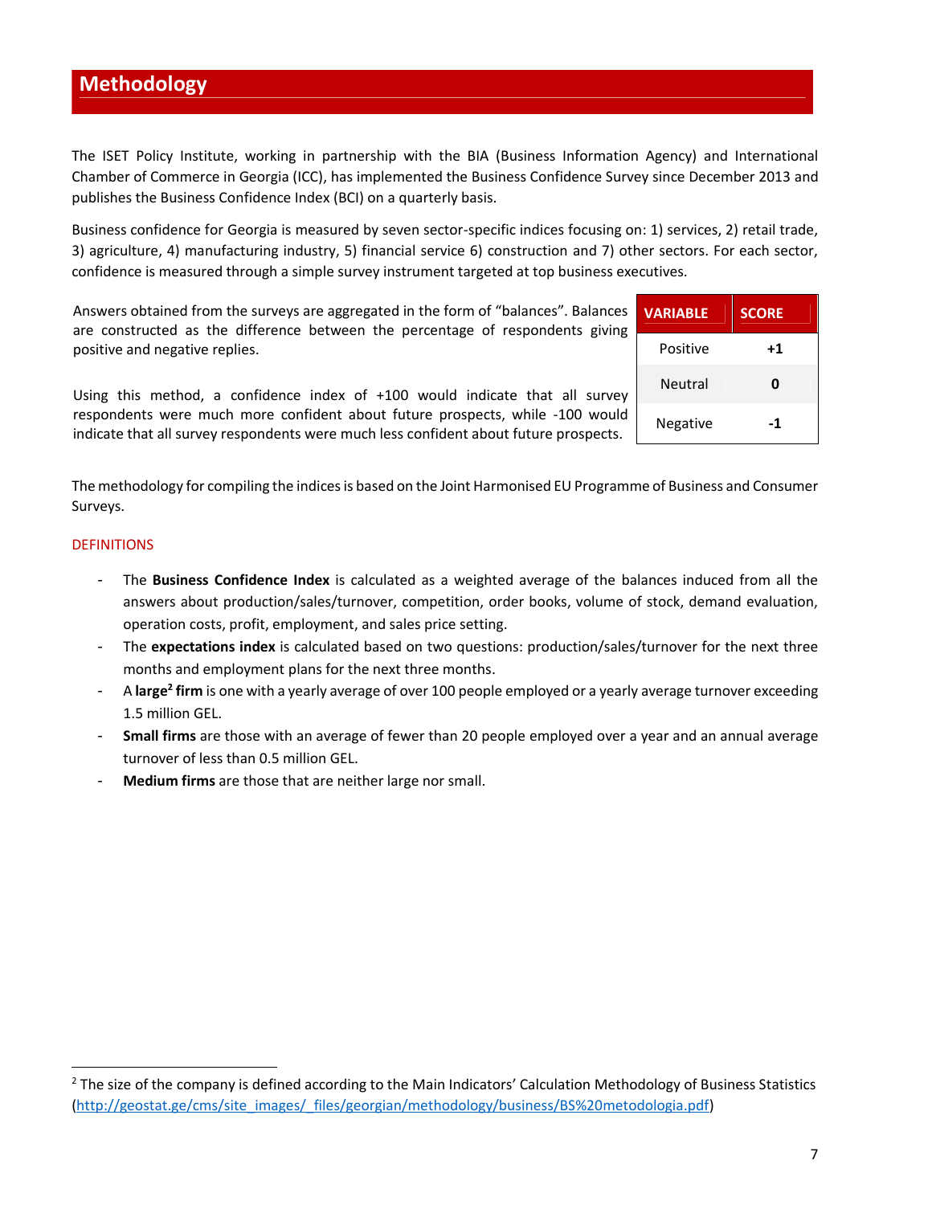# Methodology

The ISET Policy Institute, working in partnership with the BIA (Business Information Agency) and International Chamber of Commerce in Georgia (ICC), has implemented the Business Confidence Survey since December 2013 and publishes the Business Confidence Index (BCI) on a quarterly basis.

Business confidence for Georgia is measured by seven sector-specific indices focusing on: 1) services, 2) retail trade, 3) agriculture, 4) manufacturing industry, 5) financial service 6) construction and 7) other sectors. For each sector, confidence is measured through a simple survey instrument targeted at top business executives.

Answers obtained from the surveys are aggregated in the form of "balances". Balances are constructed as the difference between the percentage of respondents giving positive and negative replies.

Using this method, a confidence index of +100 would indicate that all survey respondents were much more confident about future prospects, while -100 would indicate that all survey respondents were much less confident about future prospects.

| VARIABLE | SCORE |
|---|---|
| Positive | +1 |
| Neutral | 0 |
| Negative | -1 |

The methodology for compiling the indices is based on the Joint Harmonised EU Programme of Business and Consumer Surveys.

DEFINITIONS

- The **Business Confidence Index** is calculated as a weighted average of the balances induced from all the answers about production/sales/turnover, competition, order books, volume of stock, demand evaluation, operation costs, profit, employment, and sales price setting.
- The **expectations index** is calculated based on two questions: production/sales/turnover for the next three months and employment plans for the next three months.
- A **large[2] firm** is one with a yearly average of over 100 people employed or a yearly average turnover exceeding 1.5 million GEL.
- **Small firms** are those with an average of fewer than 20 people employed over a year and an annual average turnover of less than 0.5 million GEL.
- **Medium firms** are those that are neither large nor small.

[2] The size of the company is defined according to the Main Indicators' Calculation Methodology of Business Statistics (http://geostat.ge/cms/site_images/_files/georgian/methodology/business/BS%20metodologia.pdf)